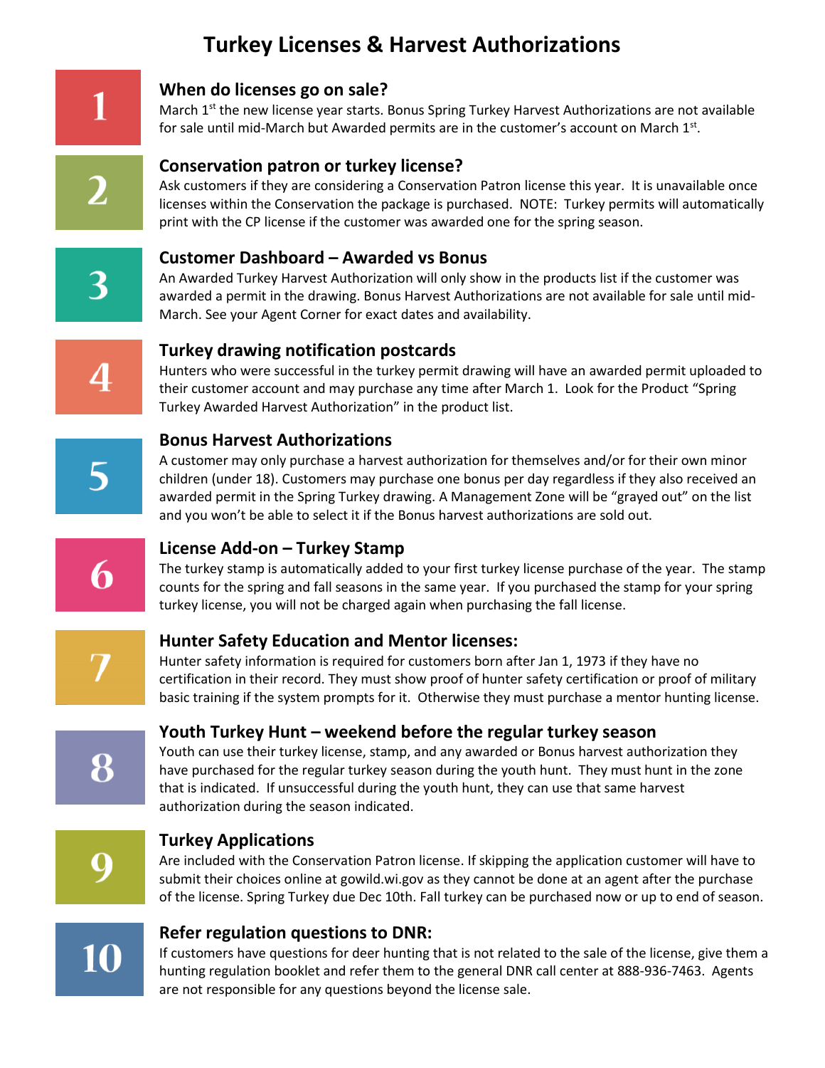# Turkey Licenses & Harvest Authorizations

## 1. When do licenses go on sale?

March 1st the new license year starts. Bonus Spring Turkey Harvest Authorizations are not available for sale until mid-March but Awarded permits are in the customer's account on March 1st.

## 2. Conservation patron or turkey license?

Ask customers if they are considering a Conservation Patron license this year. It is unavailable once licenses within the Conservation the package is purchased. NOTE: Turkey permits will automatically print with the CP license if the customer was awarded one for the spring season.

## 3. Customer Dashboard – Awarded vs Bonus

An Awarded Turkey Harvest Authorization will only show in the products list if the customer was awarded a permit in the drawing. Bonus Harvest Authorizations are not available for sale until mid-March. See your Agent Corner for exact dates and availability.

## 4. Turkey drawing notification postcards

Hunters who were successful in the turkey permit drawing will have an awarded permit uploaded to their customer account and may purchase any time after March 1. Look for the Product "Spring Turkey Awarded Harvest Authorization" in the product list.

## 5. Bonus Harvest Authorizations

A customer may only purchase a harvest authorization for themselves and/or for their own minor children (under 18). Customers may purchase one bonus per day regardless if they also received an awarded permit in the Spring Turkey drawing. A Management Zone will be "grayed out" on the list and you won't be able to select it if the Bonus harvest authorizations are sold out.

## 6. License Add-on – Turkey Stamp

The turkey stamp is automatically added to your first turkey license purchase of the year. The stamp counts for the spring and fall seasons in the same year. If you purchased the stamp for your spring turkey license, you will not be charged again when purchasing the fall license.

## 7. Hunter Safety Education and Mentor licenses:

Hunter safety information is required for customers born after Jan 1, 1973 if they have no certification in their record. They must show proof of hunter safety certification or proof of military basic training if the system prompts for it. Otherwise they must purchase a mentor hunting license.

## 8. Youth Turkey Hunt – weekend before the regular turkey season

Youth can use their turkey license, stamp, and any awarded or Bonus harvest authorization they have purchased for the regular turkey season during the youth hunt. They must hunt in the zone that is indicated. If unsuccessful during the youth hunt, they can use that same harvest authorization during the season indicated.

## 9. Turkey Applications

Are included with the Conservation Patron license. If skipping the application customer will have to submit their choices online at gowild.wi.gov as they cannot be done at an agent after the purchase of the license. Spring Turkey due Dec 10th. Fall turkey can be purchased now or up to end of season.

## 10. Refer regulation questions to DNR:

If customers have questions for deer hunting that is not related to the sale of the license, give them a hunting regulation booklet and refer them to the general DNR call center at 888-936-7463. Agents are not responsible for any questions beyond the license sale.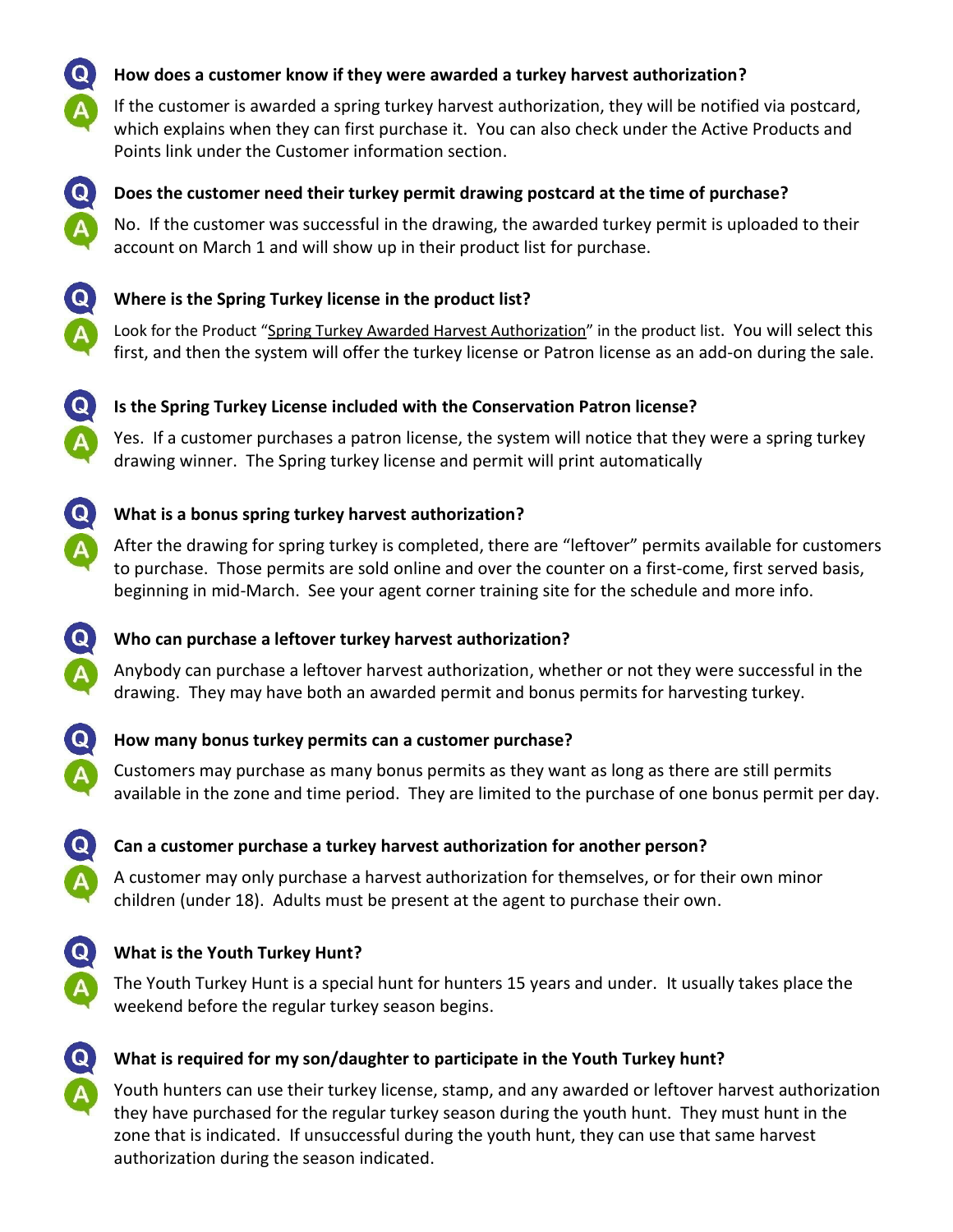**How does a customer know if they were awarded a turkey harvest authorization?**

If the customer is awarded a spring turkey harvest authorization, they will be notified via postcard, which explains when they can first purchase it. You can also check under the Active Products and Points link under the Customer information section.

**Does the customer need their turkey permit drawing postcard at the time of purchase?**

No. If the customer was successful in the drawing, the awarded turkey permit is uploaded to their account on March 1 and will show up in their product list for purchase.

**Where is the Spring Turkey license in the product list?**

Look for the Product "Spring Turkey Awarded Harvest Authorization" in the product list. You will select this first, and then the system will offer the turkey license or Patron license as an add-on during the sale.

**Is the Spring Turkey License included with the Conservation Patron license?**

Yes. If a customer purchases a patron license, the system will notice that they were a spring turkey drawing winner. The Spring turkey license and permit will print automatically

**What is a bonus spring turkey harvest authorization?**

After the drawing for spring turkey is completed, there are "leftover" permits available for customers to purchase. Those permits are sold online and over the counter on a first-come, first served basis, beginning in mid-March. See your agent corner training site for the schedule and more info.

**Who can purchase a leftover turkey harvest authorization?**

Anybody can purchase a leftover harvest authorization, whether or not they were successful in the drawing. They may have both an awarded permit and bonus permits for harvesting turkey.

**How many bonus turkey permits can a customer purchase?**

Customers may purchase as many bonus permits as they want as long as there are still permits available in the zone and time period. They are limited to the purchase of one bonus permit per day.

**Can a customer purchase a turkey harvest authorization for another person?**

A customer may only purchase a harvest authorization for themselves, or for their own minor children (under 18). Adults must be present at the agent to purchase their own.

**What is the Youth Turkey Hunt?**

The Youth Turkey Hunt is a special hunt for hunters 15 years and under. It usually takes place the weekend before the regular turkey season begins.

**What is required for my son/daughter to participate in the Youth Turkey hunt?**

Youth hunters can use their turkey license, stamp, and any awarded or leftover harvest authorization they have purchased for the regular turkey season during the youth hunt. They must hunt in the zone that is indicated. If unsuccessful during the youth hunt, they can use that same harvest authorization during the season indicated.